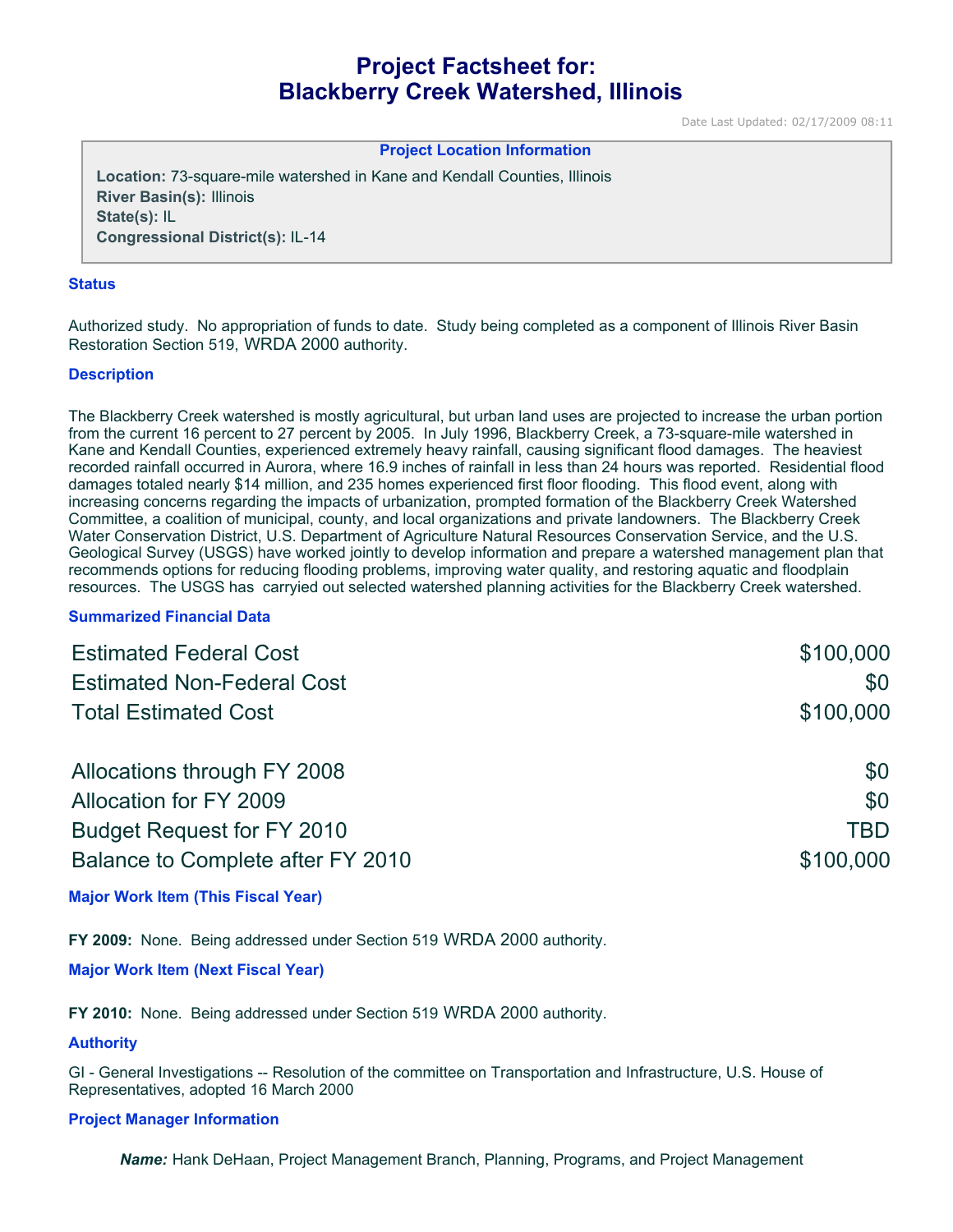# Project Factsheet for: Blackberry Creek Watershed, Illinois

Date Last Updated: 02/17/2009 08:11

**Project Location Information**

**Location:** 73-square-mile watershed in Kane and Kendall Counties, Illinois
**River Basin(s):** Illinois
**State(s):** IL
**Congressional District(s):** IL-14

## Status

Authorized study. No appropriation of funds to date. Study being completed as a component of Illinois River Basin Restoration Section 519, WRDA 2000 authority.

## Description

The Blackberry Creek watershed is mostly agricultural, but urban land uses are projected to increase the urban portion from the current 16 percent to 27 percent by 2005. In July 1996, Blackberry Creek, a 73-square-mile watershed in Kane and Kendall Counties, experienced extremely heavy rainfall, causing significant flood damages. The heaviest recorded rainfall occurred in Aurora, where 16.9 inches of rainfall in less than 24 hours was reported. Residential flood damages totaled nearly $14 million, and 235 homes experienced first floor flooding. This flood event, along with increasing concerns regarding the impacts of urbanization, prompted formation of the Blackberry Creek Watershed Committee, a coalition of municipal, county, and local organizations and private landowners. The Blackberry Creek Water Conservation District, U.S. Department of Agriculture Natural Resources Conservation Service, and the U.S. Geological Survey (USGS) have worked jointly to develop information and prepare a watershed management plan that recommends options for reducing flooding problems, improving water quality, and restoring aquatic and floodplain resources. The USGS has carryied out selected watershed planning activities for the Blackberry Creek watershed.

## Summarized Financial Data

| | |
|---|---|
| Estimated Federal Cost | $100,000 |
| Estimated Non-Federal Cost | $0 |
| Total Estimated Cost | $100,000 |

| | |
|---|---|
| Allocations through FY 2008 | $0 |
| Allocation for FY 2009 | $0 |
| Budget Request for FY 2010 | TBD |
| Balance to Complete after FY 2010 | $100,000 |

## Major Work Item (This Fiscal Year)

**FY 2009:** None. Being addressed under Section 519 WRDA 2000 authority.

## Major Work Item (Next Fiscal Year)

**FY 2010:** None. Being addressed under Section 519 WRDA 2000 authority.

## Authority

GI - General Investigations -- Resolution of the committee on Transportation and Infrastructure, U.S. House of Representatives, adopted 16 March 2000

## Project Manager Information

***Name:*** Hank DeHaan, Project Management Branch, Planning, Programs, and Project Management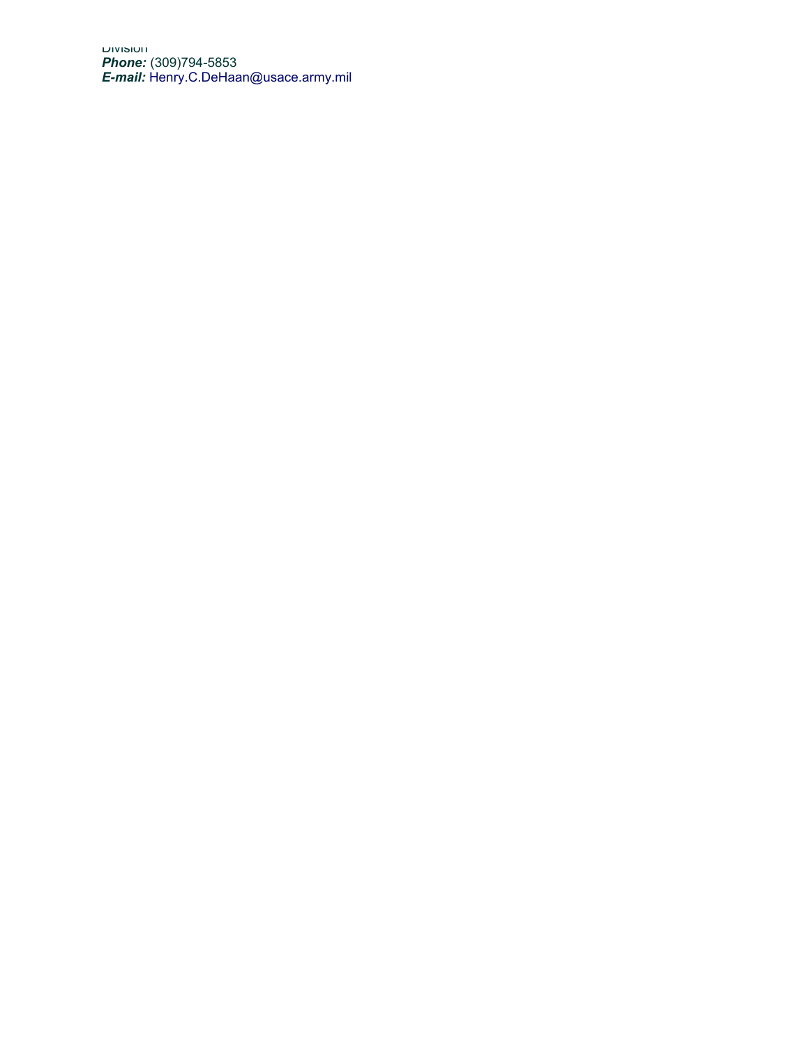Division
***Phone:*** (309)794-5853
***E-mail:*** Henry.C.DeHaan@usace.army.mil